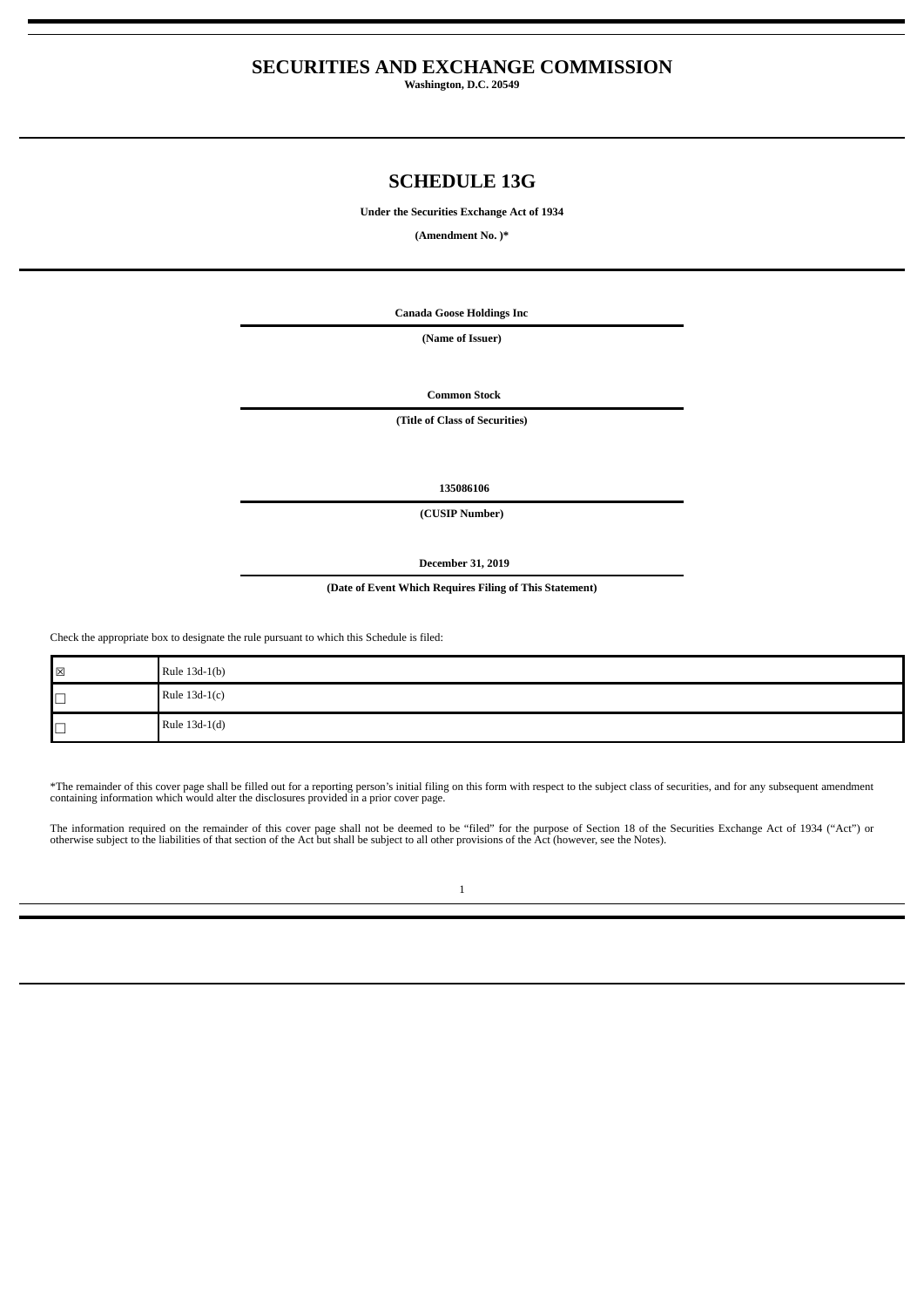# SECURITIES AND EXCHANGE COMMISSION

**Washington, D.C. 20549**

## SCHEDULE 13G

**Under the Securities Exchange Act of 1934**

**(Amendment No. )***

**Canada Goose Holdings Inc**

**(Name of Issuer)**

**Common Stock**

**(Title of Class of Securities)**

**135086106**

**(CUSIP Number)**

**December 31, 2019**

**(Date of Event Which Requires Filing of This Statement)**

Check the appropriate box to designate the rule pursuant to which this Schedule is filed:

| | |
|---|---|
| ☒ | Rule 13d-1(b) |
| ☐ | Rule 13d-1(c) |
| ☐ | Rule 13d-1(d) |

*The remainder of this cover page shall be filled out for a reporting person's initial filing on this form with respect to the subject class of securities, and for any subsequent amendment containing information which would alter the disclosures provided in a prior cover page.

The information required on the remainder of this cover page shall not be deemed to be "filed" for the purpose of Section 18 of the Securities Exchange Act of 1934 ("Act") or otherwise subject to the liabilities of that section of the Act but shall be subject to all other provisions of the Act (however, see the Notes).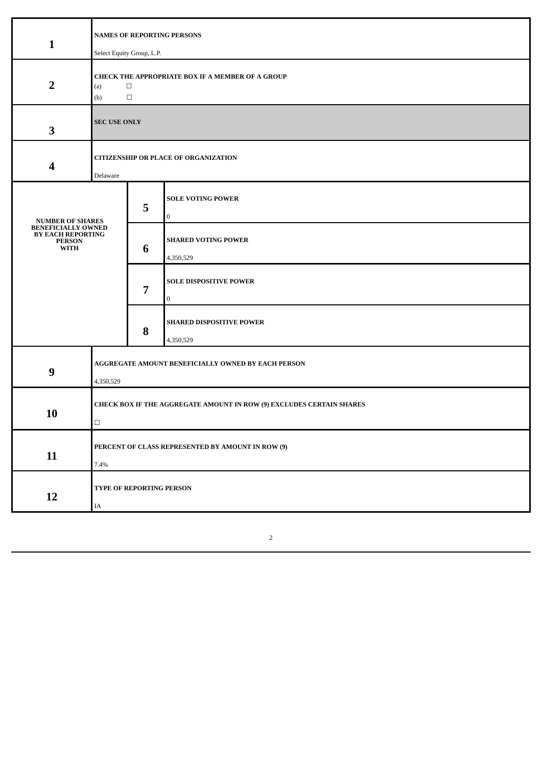| | | | |
|---|---|---|---|
| **1** | **NAMES OF REPORTING PERSONS**<br><br>Select Equity Group, L.P. | | |
| **2** | **CHECK THE APPROPRIATE BOX IF A MEMBER OF A GROUP**<br>(a) ☐<br>(b) ☐ | | |
| **3** | **SEC USE ONLY** | | |
| **4** | **CITIZENSHIP OR PLACE OF ORGANIZATION**<br><br>Delaware | | |
| **NUMBER OF SHARES BENEFICIALLY OWNED BY EACH REPORTING PERSON WITH** | | **5** | **SOLE VOTING POWER**<br><br>0 |
| | | **6** | **SHARED VOTING POWER**<br><br>4,350,529 |
| | | **7** | **SOLE DISPOSITIVE POWER**<br><br>0 |
| | | **8** | **SHARED DISPOSITIVE POWER**<br><br>4,350,529 |
| **9** | **AGGREGATE AMOUNT BENEFICIALLY OWNED BY EACH PERSON**<br><br>4,350,529 | | |
| **10** | **CHECK BOX IF THE AGGREGATE AMOUNT IN ROW (9) EXCLUDES CERTAIN SHARES**<br><br>☐ | | |
| **11** | **PERCENT OF CLASS REPRESENTED BY AMOUNT IN ROW (9)**<br><br>7.4% | | |
| **12** | **TYPE OF REPORTING PERSON**<br><br>IA | | |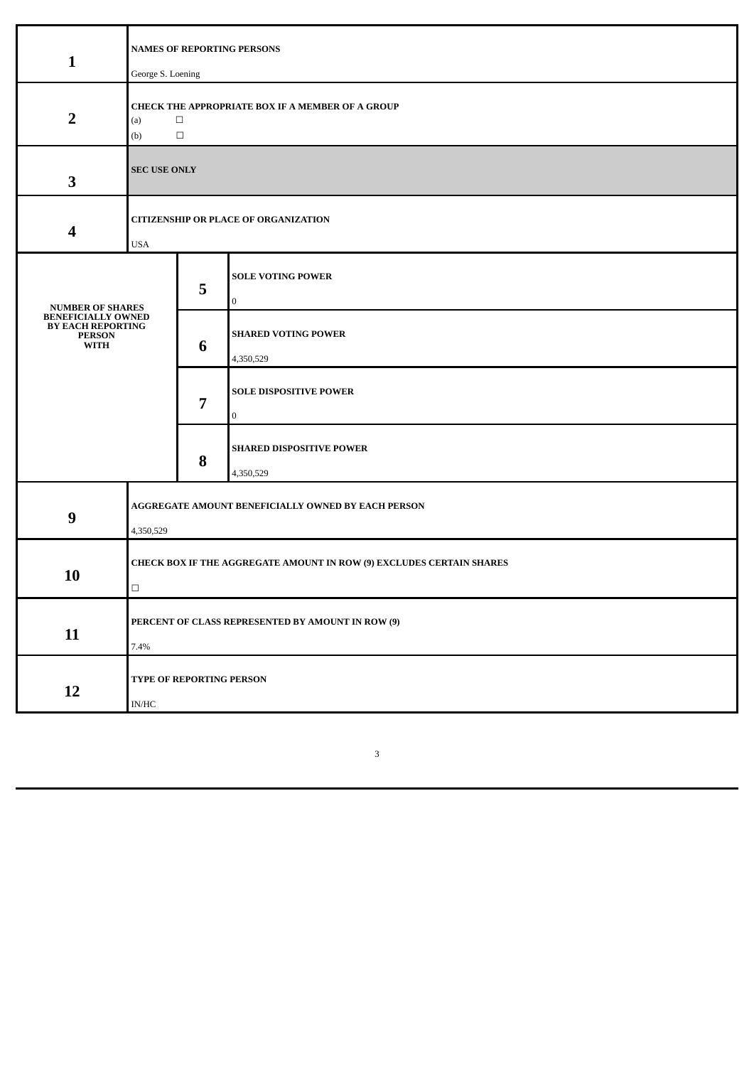| | | | |
|---|---|---|---|
| **1** | **NAMES OF REPORTING PERSONS**<br>George S. Loening | | |
| **2** | **CHECK THE APPROPRIATE BOX IF A MEMBER OF A GROUP**<br>(a) ☐<br>(b) ☐ | | |
| **3** | **SEC USE ONLY** | | |
| **4** | **CITIZENSHIP OR PLACE OF ORGANIZATION**<br>USA | | |
| **NUMBER OF SHARES BENEFICIALLY OWNED BY EACH REPORTING PERSON WITH** | | **5** | **SOLE VOTING POWER**<br>0 |
| | | **6** | **SHARED VOTING POWER**<br>4,350,529 |
| | | **7** | **SOLE DISPOSITIVE POWER**<br>0 |
| | | **8** | **SHARED DISPOSITIVE POWER**<br>4,350,529 |
| **9** | **AGGREGATE AMOUNT BENEFICIALLY OWNED BY EACH PERSON**<br>4,350,529 | | |
| **10** | **CHECK BOX IF THE AGGREGATE AMOUNT IN ROW (9) EXCLUDES CERTAIN SHARES**<br>☐ | | |
| **11** | **PERCENT OF CLASS REPRESENTED BY AMOUNT IN ROW (9)**<br>7.4% | | |
| **12** | **TYPE OF REPORTING PERSON**<br>IN/HC | | |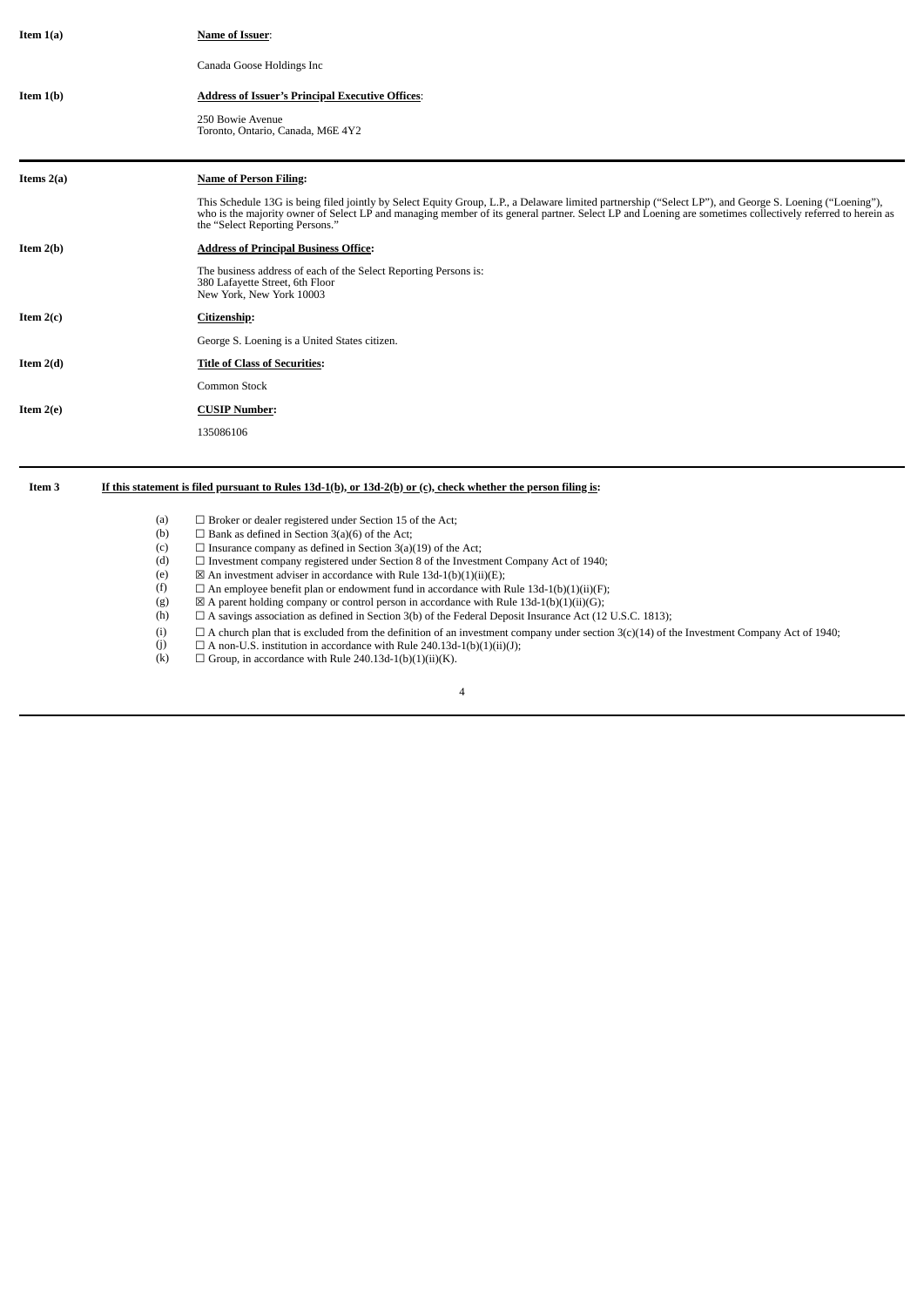**Item 1(a)** **Name of Issuer**:

Canada Goose Holdings Inc

**Item 1(b)** **Address of Issuer's Principal Executive Offices**:

250 Bowie Avenue
Toronto, Ontario, Canada, M6E 4Y2

**Items 2(a)** **Name of Person Filing:**

This Schedule 13G is being filed jointly by Select Equity Group, L.P., a Delaware limited partnership ("Select LP"), and George S. Loening ("Loening"), who is the majority owner of Select LP and managing member of its general partner. Select LP and Loening are sometimes collectively referred to herein as the "Select Reporting Persons."

**Item 2(b)** **Address of Principal Business Office:**

The business address of each of the Select Reporting Persons is:
380 Lafayette Street, 6th Floor
New York, New York 10003

**Item 2(c)** **Citizenship:**

George S. Loening is a United States citizen.

**Item 2(d)** **Title of Class of Securities:**

Common Stock

**Item 2(e)** **CUSIP Number:**

135086106

**Item 3** **If this statement is filed pursuant to Rules 13d-1(b), or 13d-2(b) or (c), check whether the person filing is:**

(a) ☐ Broker or dealer registered under Section 15 of the Act;
(b) ☐ Bank as defined in Section 3(a)(6) of the Act;
(c) ☐ Insurance company as defined in Section 3(a)(19) of the Act;
(d) ☐ Investment company registered under Section 8 of the Investment Company Act of 1940;
(e) ☒ An investment adviser in accordance with Rule 13d-1(b)(1)(ii)(E);
(f) ☐ An employee benefit plan or endowment fund in accordance with Rule 13d-1(b)(1)(ii)(F);
(g) ☒ A parent holding company or control person in accordance with Rule 13d-1(b)(1)(ii)(G);
(h) ☐ A savings association as defined in Section 3(b) of the Federal Deposit Insurance Act (12 U.S.C. 1813);
(i) ☐ A church plan that is excluded from the definition of an investment company under section 3(c)(14) of the Investment Company Act of 1940;
(j) ☐ A non-U.S. institution in accordance with Rule 240.13d-1(b)(1)(ii)(J);
(k) ☐ Group, in accordance with Rule 240.13d-1(b)(1)(ii)(K).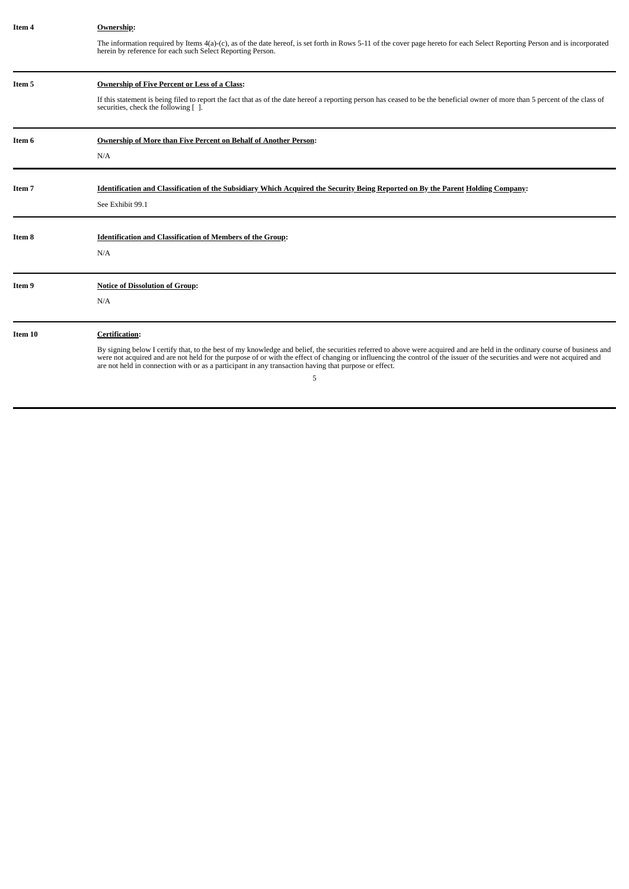**Item 4** **Ownership:**

The information required by Items 4(a)-(c), as of the date hereof, is set forth in Rows 5-11 of the cover page hereto for each Select Reporting Person and is incorporated herein by reference for each such Select Reporting Person.

**Item 5** **Ownership of Five Percent or Less of a Class:**

If this statement is being filed to report the fact that as of the date hereof a reporting person has ceased to be the beneficial owner of more than 5 percent of the class of securities, check the following [ ].

**Item 6** **Ownership of More than Five Percent on Behalf of Another Person:**

N/A

**Item 7** **Identification and Classification of the Subsidiary Which Acquired the Security Being Reported on By the Parent Holding Company:**

See Exhibit 99.1

**Item 8** **Identification and Classification of Members of the Group:**

N/A

**Item 9** **Notice of Dissolution of Group:**

N/A

**Item 10** **Certification:**

By signing below I certify that, to the best of my knowledge and belief, the securities referred to above were acquired and are held in the ordinary course of business and were not acquired and are not held for the purpose of or with the effect of changing or influencing the control of the issuer of the securities and were not acquired and are not held in connection with or as a participant in any transaction having that purpose or effect.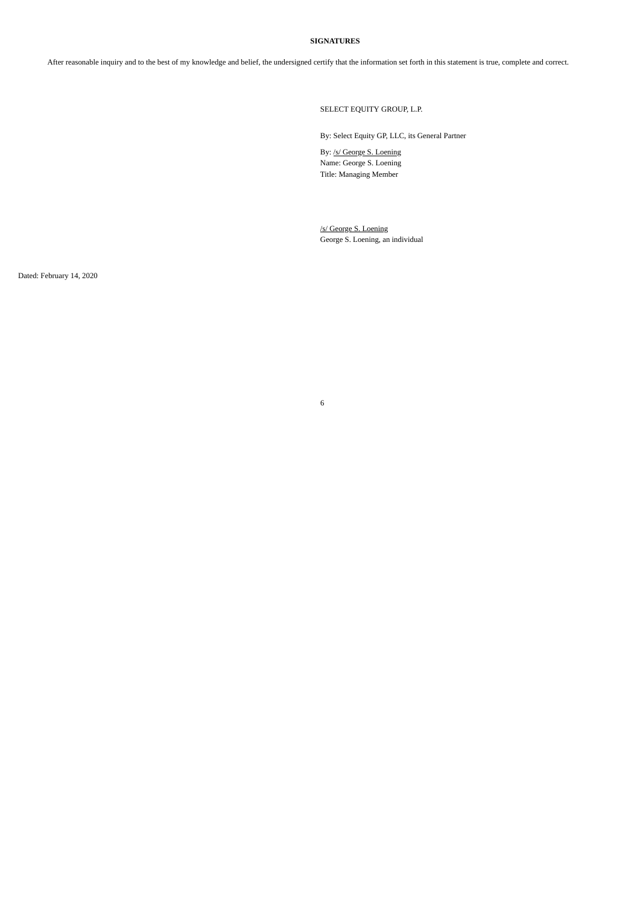**SIGNATURES**

After reasonable inquiry and to the best of my knowledge and belief, the undersigned certify that the information set forth in this statement is true, complete and correct.

SELECT EQUITY GROUP, L.P.

By: Select Equity GP, LLC, its General Partner

By: /s/ George S. Loening
Name: George S. Loening
Title: Managing Member

/s/ George S. Loening
George S. Loening, an individual

Dated: February 14, 2020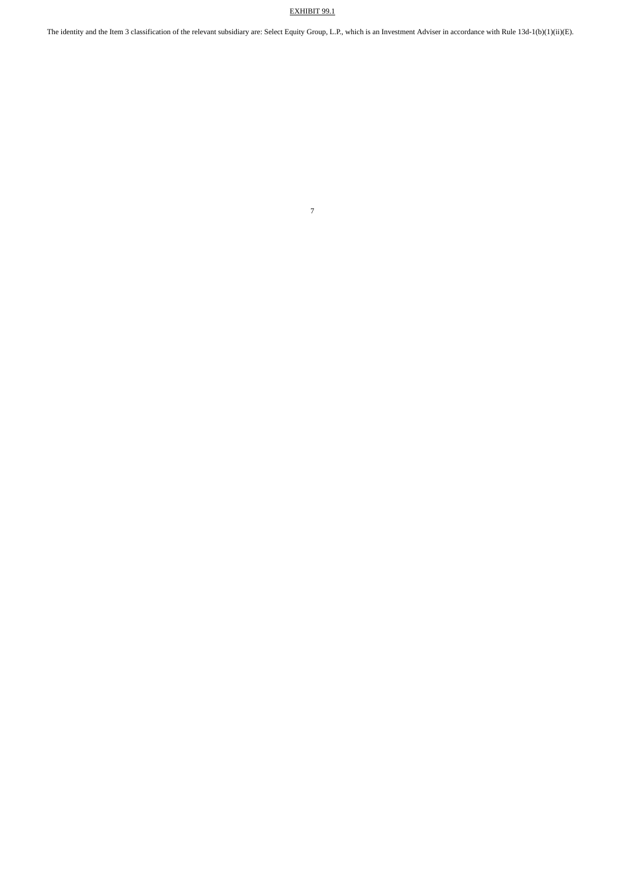EXHIBIT 99.1

The identity and the Item 3 classification of the relevant subsidiary are: Select Equity Group, L.P., which is an Investment Adviser in accordance with Rule 13d-1(b)(1)(ii)(E).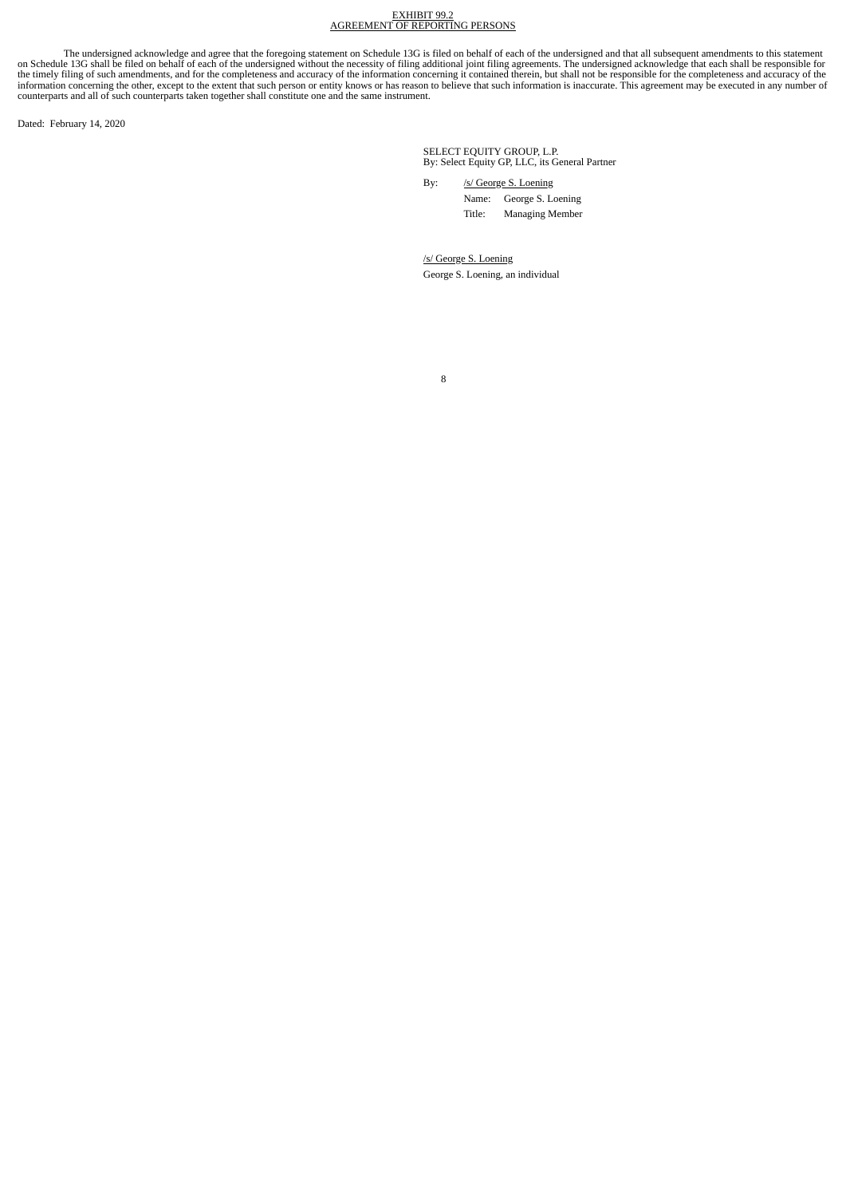EXHIBIT 99.2
AGREEMENT OF REPORTING PERSONS

The undersigned acknowledge and agree that the foregoing statement on Schedule 13G is filed on behalf of each of the undersigned and that all subsequent amendments to this statement on Schedule 13G shall be filed on behalf of each of the undersigned without the necessity of filing additional joint filing agreements. The undersigned acknowledge that each shall be responsible for the timely filing of such amendments, and for the completeness and accuracy of the information concerning it contained therein, but shall not be responsible for the completeness and accuracy of the information concerning the other, except to the extent that such person or entity knows or has reason to believe that such information is inaccurate. This agreement may be executed in any number of counterparts and all of such counterparts taken together shall constitute one and the same instrument.

Dated: February 14, 2020

SELECT EQUITY GROUP, L.P.
By: Select Equity GP, LLC, its General Partner

By: /s/ George S. Loening
Name: George S. Loening
Title: Managing Member

/s/ George S. Loening
George S. Loening, an individual